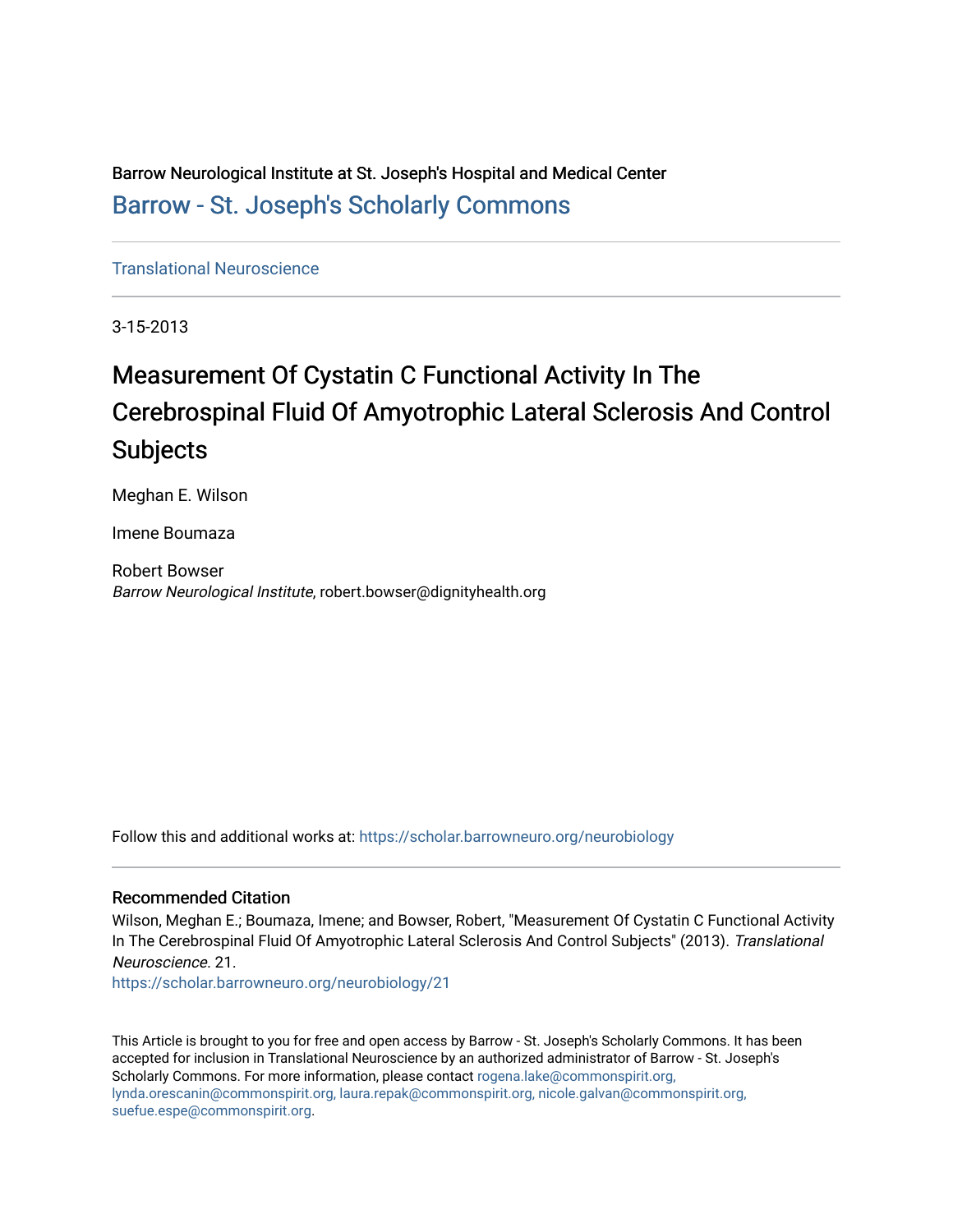Barrow Neurological Institute at St. Joseph's Hospital and Medical Center

Barrow - St. Joseph's Scholarly Commons

Translational Neuroscience

3-15-2013

# Measurement Of Cystatin C Functional Activity In The Cerebrospinal Fluid Of Amyotrophic Lateral Sclerosis And Control Subjects

Meghan E. Wilson

Imene Boumaza

Robert Bowser
*Barrow Neurological Institute*, robert.bowser@dignityhealth.org

Follow this and additional works at: https://scholar.barrowneuro.org/neurobiology

## Recommended Citation

Wilson, Meghan E.; Boumaza, Imene; and Bowser, Robert, "Measurement Of Cystatin C Functional Activity In The Cerebrospinal Fluid Of Amyotrophic Lateral Sclerosis And Control Subjects" (2013). *Translational Neuroscience*. 21.
https://scholar.barrowneuro.org/neurobiology/21

This Article is brought to you for free and open access by Barrow - St. Joseph's Scholarly Commons. It has been accepted for inclusion in Translational Neuroscience by an authorized administrator of Barrow - St. Joseph's Scholarly Commons. For more information, please contact rogena.lake@commonspirit.org, lynda.orescanin@commonspirit.org, laura.repak@commonspirit.org, nicole.galvan@commonspirit.org, suefue.espe@commonspirit.org.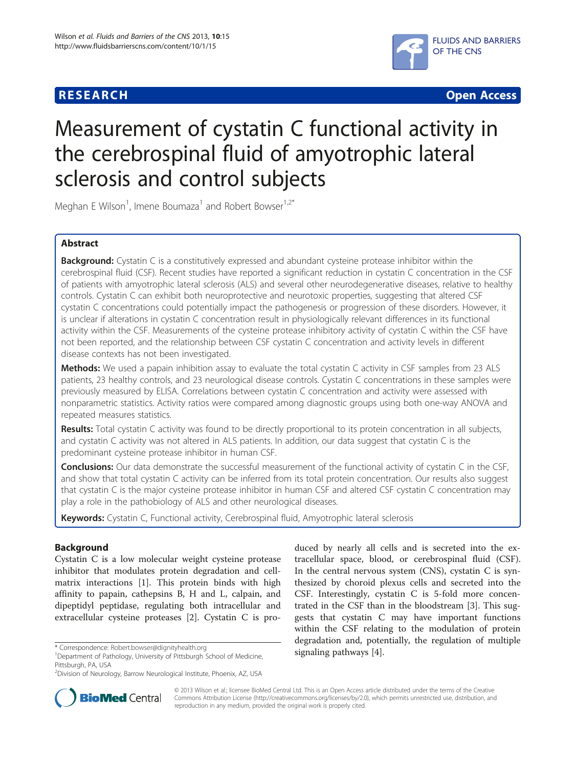# Measurement of cystatin C functional activity in the cerebrospinal fluid of amyotrophic lateral sclerosis and control subjects

Meghan E Wilson[1], Imene Boumaza[1] and Robert Bowser[1,2*]

## Abstract

**Background:** Cystatin C is a constitutively expressed and abundant cysteine protease inhibitor within the cerebrospinal fluid (CSF). Recent studies have reported a significant reduction in cystatin C concentration in the CSF of patients with amyotrophic lateral sclerosis (ALS) and several other neurodegenerative diseases, relative to healthy controls. Cystatin C can exhibit both neuroprotective and neurotoxic properties, suggesting that altered CSF cystatin C concentrations could potentially impact the pathogenesis or progression of these disorders. However, it is unclear if alterations in cystatin C concentration result in physiologically relevant differences in its functional activity within the CSF. Measurements of the cysteine protease inhibitory activity of cystatin C within the CSF have not been reported, and the relationship between CSF cystatin C concentration and activity levels in different disease contexts has not been investigated.

**Methods:** We used a papain inhibition assay to evaluate the total cystatin C activity in CSF samples from 23 ALS patients, 23 healthy controls, and 23 neurological disease controls. Cystatin C concentrations in these samples were previously measured by ELISA. Correlations between cystatin C concentration and activity were assessed with nonparametric statistics. Activity ratios were compared among diagnostic groups using both one-way ANOVA and repeated measures statistics.

**Results:** Total cystatin C activity was found to be directly proportional to its protein concentration in all subjects, and cystatin C activity was not altered in ALS patients. In addition, our data suggest that cystatin C is the predominant cysteine protease inhibitor in human CSF.

**Conclusions:** Our data demonstrate the successful measurement of the functional activity of cystatin C in the CSF, and show that total cystatin C activity can be inferred from its total protein concentration. Our results also suggest that cystatin C is the major cysteine protease inhibitor in human CSF and altered CSF cystatin C concentration may play a role in the pathobiology of ALS and other neurological diseases.

**Keywords:** Cystatin C, Functional activity, Cerebrospinal fluid, Amyotrophic lateral sclerosis

## Background

Cystatin C is a low molecular weight cysteine protease inhibitor that modulates protein degradation and cell-matrix interactions [1]. This protein binds with high affinity to papain, cathepsins B, H and L, calpain, and dipeptidyl peptidase, regulating both intracellular and extracellular cysteine proteases [2]. Cystatin C is produced by nearly all cells and is secreted into the extracellular space, blood, or cerebrospinal fluid (CSF). In the central nervous system (CNS), cystatin C is synthesized by choroid plexus cells and secreted into the CSF. Interestingly, cystatin C is 5-fold more concentrated in the CSF than in the bloodstream [3]. This suggests that cystatin C may have important functions within the CSF relating to the modulation of protein degradation and, potentially, the regulation of multiple signaling pathways [4].

\* Correspondence: Robert.bowser@dignityhealth.org
[1]Department of Pathology, University of Pittsburgh School of Medicine, Pittsburgh, PA, USA
[2]Division of Neurology, Barrow Neurological Institute, Phoenix, AZ, USA

© 2013 Wilson et al.; licensee BioMed Central Ltd. This is an Open Access article distributed under the terms of the Creative Commons Attribution License (http://creativecommons.org/licenses/by/2.0), which permits unrestricted use, distribution, and reproduction in any medium, provided the original work is properly cited.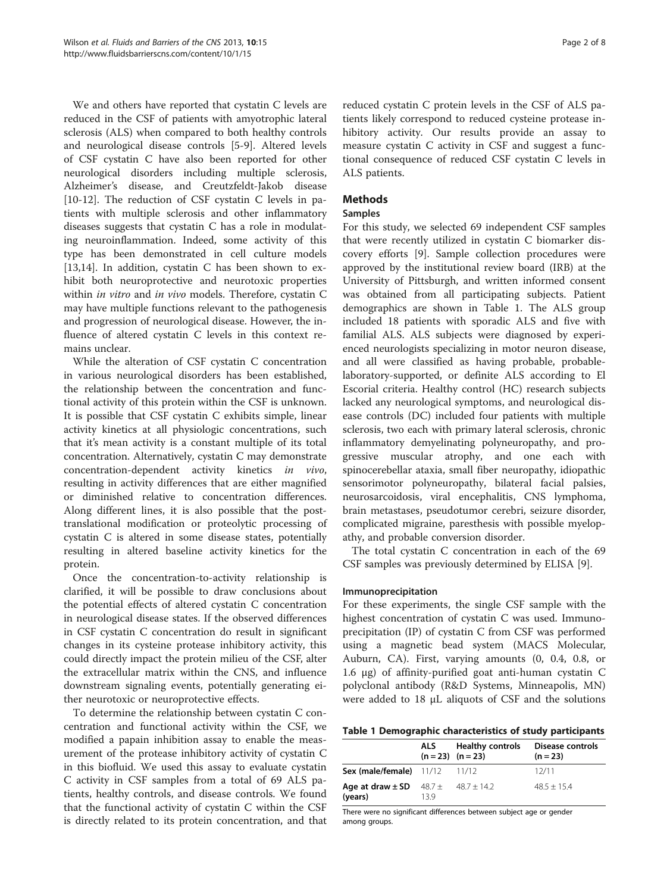We and others have reported that cystatin C levels are reduced in the CSF of patients with amyotrophic lateral sclerosis (ALS) when compared to both healthy controls and neurological disease controls [5-9]. Altered levels of CSF cystatin C have also been reported for other neurological disorders including multiple sclerosis, Alzheimer's disease, and Creutzfeldt-Jakob disease [10-12]. The reduction of CSF cystatin C levels in patients with multiple sclerosis and other inflammatory diseases suggests that cystatin C has a role in modulating neuroinflammation. Indeed, some activity of this type has been demonstrated in cell culture models [13,14]. In addition, cystatin C has been shown to exhibit both neuroprotective and neurotoxic properties within *in vitro* and *in vivo* models. Therefore, cystatin C may have multiple functions relevant to the pathogenesis and progression of neurological disease. However, the influence of altered cystatin C levels in this context remains unclear.

While the alteration of CSF cystatin C concentration in various neurological disorders has been established, the relationship between the concentration and functional activity of this protein within the CSF is unknown. It is possible that CSF cystatin C exhibits simple, linear activity kinetics at all physiologic concentrations, such that it's mean activity is a constant multiple of its total concentration. Alternatively, cystatin C may demonstrate concentration-dependent activity kinetics *in vivo*, resulting in activity differences that are either magnified or diminished relative to concentration differences. Along different lines, it is also possible that the post-translational modification or proteolytic processing of cystatin C is altered in some disease states, potentially resulting in altered baseline activity kinetics for the protein.

Once the concentration-to-activity relationship is clarified, it will be possible to draw conclusions about the potential effects of altered cystatin C concentration in neurological disease states. If the observed differences in CSF cystatin C concentration do result in significant changes in its cysteine protease inhibitory activity, this could directly impact the protein milieu of the CSF, alter the extracellular matrix within the CNS, and influence downstream signaling events, potentially generating either neurotoxic or neuroprotective effects.

To determine the relationship between cystatin C concentration and functional activity within the CSF, we modified a papain inhibition assay to enable the measurement of the protease inhibitory activity of cystatin C in this biofluid. We used this assay to evaluate cystatin C activity in CSF samples from a total of 69 ALS patients, healthy controls, and disease controls. We found that the functional activity of cystatin C within the CSF is directly related to its protein concentration, and that reduced cystatin C protein levels in the CSF of ALS patients likely correspond to reduced cysteine protease inhibitory activity. Our results provide an assay to measure cystatin C activity in CSF and suggest a functional consequence of reduced CSF cystatin C levels in ALS patients.

## Methods

### Samples

For this study, we selected 69 independent CSF samples that were recently utilized in cystatin C biomarker discovery efforts [9]. Sample collection procedures were approved by the institutional review board (IRB) at the University of Pittsburgh, and written informed consent was obtained from all participating subjects. Patient demographics are shown in Table 1. The ALS group included 18 patients with sporadic ALS and five with familial ALS. ALS subjects were diagnosed by experienced neurologists specializing in motor neuron disease, and all were classified as having probable, probable-laboratory-supported, or definite ALS according to El Escorial criteria. Healthy control (HC) research subjects lacked any neurological symptoms, and neurological disease controls (DC) included four patients with multiple sclerosis, two each with primary lateral sclerosis, chronic inflammatory demyelinating polyneuropathy, and progressive muscular atrophy, and one each with spinocerebellar ataxia, small fiber neuropathy, idiopathic sensorimotor polyneuropathy, bilateral facial palsies, neurosarcoidosis, viral encephalitis, CNS lymphoma, brain metastases, pseudotumor cerebri, seizure disorder, complicated migraine, paresthesis with possible myelopathy, and probable conversion disorder.

The total cystatin C concentration in each of the 69 CSF samples was previously determined by ELISA [9].

### Immunoprecipitation

For these experiments, the single CSF sample with the highest concentration of cystatin C was used. Immunoprecipitation (IP) of cystatin C from CSF was performed using a magnetic bead system (MACS Molecular, Auburn, CA). First, varying amounts (0, 0.4, 0.8, or 1.6 μg) of affinity-purified goat anti-human cystatin C polyclonal antibody (R&D Systems, Minneapolis, MN) were added to 18 μL aliquots of CSF and the solutions

**Table 1 Demographic characteristics of study participants**

| | ALS (n = 23) | Healthy controls (n = 23) | Disease controls (n = 23) |
|---|---|---|---|
| **Sex (male/female)** | 11/12 | 11/12 | 12/11 |
| **Age at draw ± SD (years)** | 48.7 ± 13.9 | 48.7 ± 14.2 | 48.5 ± 15.4 |

There were no significant differences between subject age or gender among groups.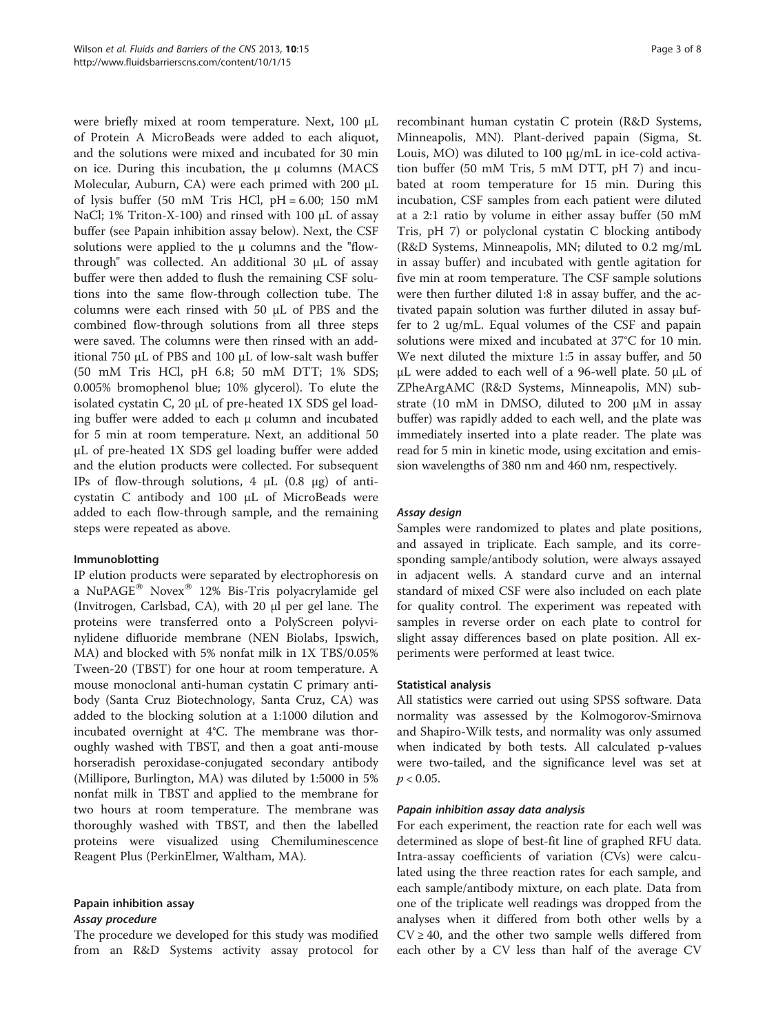were briefly mixed at room temperature. Next, 100 μL of Protein A MicroBeads were added to each aliquot, and the solutions were mixed and incubated for 30 min on ice. During this incubation, the μ columns (MACS Molecular, Auburn, CA) were each primed with 200 μL of lysis buffer (50 mM Tris HCl, pH = 6.00; 150 mM NaCl; 1% Triton-X-100) and rinsed with 100 μL of assay buffer (see Papain inhibition assay below). Next, the CSF solutions were applied to the μ columns and the "flow-through" was collected. An additional 30 μL of assay buffer were then added to flush the remaining CSF solutions into the same flow-through collection tube. The columns were each rinsed with 50 μL of PBS and the combined flow-through solutions from all three steps were saved. The columns were then rinsed with an additional 750 μL of PBS and 100 μL of low-salt wash buffer (50 mM Tris HCl, pH 6.8; 50 mM DTT; 1% SDS; 0.005% bromophenol blue; 10% glycerol). To elute the isolated cystatin C, 20 μL of pre-heated 1X SDS gel loading buffer were added to each μ column and incubated for 5 min at room temperature. Next, an additional 50 μL of pre-heated 1X SDS gel loading buffer were added and the elution products were collected. For subsequent IPs of flow-through solutions, 4 μL (0.8 μg) of anti-cystatin C antibody and 100 μL of MicroBeads were added to each flow-through sample, and the remaining steps were repeated as above.

### Immunoblotting

IP elution products were separated by electrophoresis on a NuPAGE® Novex® 12% Bis-Tris polyacrylamide gel (Invitrogen, Carlsbad, CA), with 20 μl per gel lane. The proteins were transferred onto a PolyScreen polyvinylidene difluoride membrane (NEN Biolabs, Ipswich, MA) and blocked with 5% nonfat milk in 1X TBS/0.05% Tween-20 (TBST) for one hour at room temperature. A mouse monoclonal anti-human cystatin C primary antibody (Santa Cruz Biotechnology, Santa Cruz, CA) was added to the blocking solution at a 1:1000 dilution and incubated overnight at 4°C. The membrane was thoroughly washed with TBST, and then a goat anti-mouse horseradish peroxidase-conjugated secondary antibody (Millipore, Burlington, MA) was diluted by 1:5000 in 5% nonfat milk in TBST and applied to the membrane for two hours at room temperature. The membrane was thoroughly washed with TBST, and then the labelled proteins were visualized using Chemiluminescence Reagent Plus (PerkinElmer, Waltham, MA).

### Papain inhibition assay

#### *Assay procedure*

The procedure we developed for this study was modified from an R&D Systems activity assay protocol for recombinant human cystatin C protein (R&D Systems, Minneapolis, MN). Plant-derived papain (Sigma, St. Louis, MO) was diluted to 100 μg/mL in ice-cold activation buffer (50 mM Tris, 5 mM DTT, pH 7) and incubated at room temperature for 15 min. During this incubation, CSF samples from each patient were diluted at a 2:1 ratio by volume in either assay buffer (50 mM Tris, pH 7) or polyclonal cystatin C blocking antibody (R&D Systems, Minneapolis, MN; diluted to 0.2 mg/mL in assay buffer) and incubated with gentle agitation for five min at room temperature. The CSF sample solutions were then further diluted 1:8 in assay buffer, and the activated papain solution was further diluted in assay buffer to 2 ug/mL. Equal volumes of the CSF and papain solutions were mixed and incubated at 37°C for 10 min. We next diluted the mixture 1:5 in assay buffer, and 50 μL were added to each well of a 96-well plate. 50 μL of ZPheArgAMC (R&D Systems, Minneapolis, MN) substrate (10 mM in DMSO, diluted to 200 μM in assay buffer) was rapidly added to each well, and the plate was immediately inserted into a plate reader. The plate was read for 5 min in kinetic mode, using excitation and emission wavelengths of 380 nm and 460 nm, respectively.

#### *Assay design*

Samples were randomized to plates and plate positions, and assayed in triplicate. Each sample, and its corresponding sample/antibody solution, were always assayed in adjacent wells. A standard curve and an internal standard of mixed CSF were also included on each plate for quality control. The experiment was repeated with samples in reverse order on each plate to control for slight assay differences based on plate position. All experiments were performed at least twice.

### Statistical analysis

All statistics were carried out using SPSS software. Data normality was assessed by the Kolmogorov-Smirnova and Shapiro-Wilk tests, and normality was only assumed when indicated by both tests. All calculated p-values were two-tailed, and the significance level was set at $p < 0.05$.

#### *Papain inhibition assay data analysis*

For each experiment, the reaction rate for each well was determined as slope of best-fit line of graphed RFU data. Intra-assay coefficients of variation (CVs) were calculated using the three reaction rates for each sample, and each sample/antibody mixture, on each plate. Data from one of the triplicate well readings was dropped from the analyses when it differed from both other wells by a $CV \geq 40$, and the other two sample wells differed from each other by a CV less than half of the average CV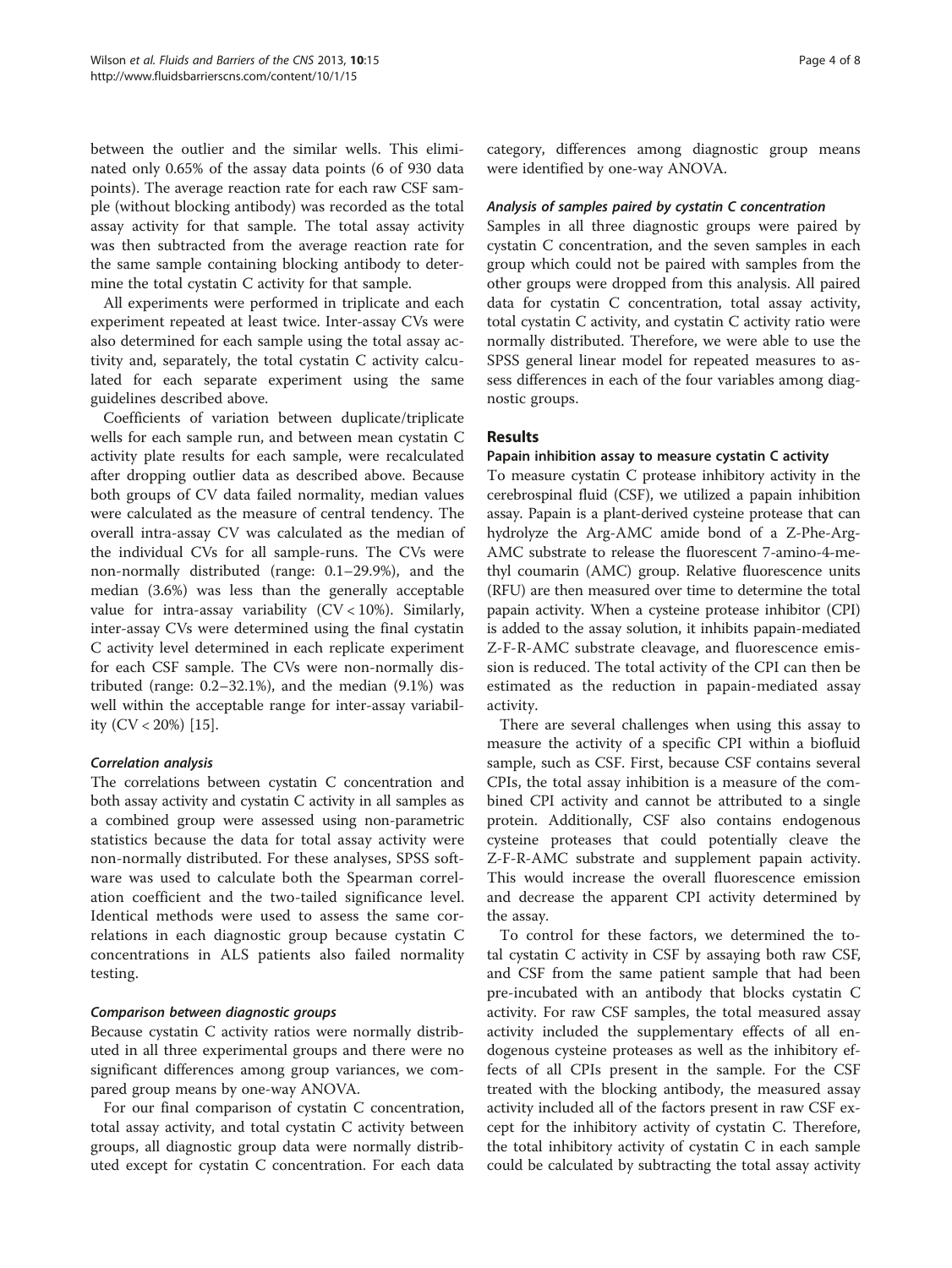between the outlier and the similar wells. This eliminated only 0.65% of the assay data points (6 of 930 data points). The average reaction rate for each raw CSF sample (without blocking antibody) was recorded as the total assay activity for that sample. The total assay activity was then subtracted from the average reaction rate for the same sample containing blocking antibody to determine the total cystatin C activity for that sample.

All experiments were performed in triplicate and each experiment repeated at least twice. Inter-assay CVs were also determined for each sample using the total assay activity and, separately, the total cystatin C activity calculated for each separate experiment using the same guidelines described above.

Coefficients of variation between duplicate/triplicate wells for each sample run, and between mean cystatin C activity plate results for each sample, were recalculated after dropping outlier data as described above. Because both groups of CV data failed normality, median values were calculated as the measure of central tendency. The overall intra-assay CV was calculated as the median of the individual CVs for all sample-runs. The CVs were non-normally distributed (range: 0.1–29.9%), and the median (3.6%) was less than the generally acceptable value for intra-assay variability (CV < 10%). Similarly, inter-assay CVs were determined using the final cystatin C activity level determined in each replicate experiment for each CSF sample. The CVs were non-normally distributed (range: 0.2–32.1%), and the median (9.1%) was well within the acceptable range for inter-assay variability (CV < 20%) [15].

#### *Correlation analysis*

The correlations between cystatin C concentration and both assay activity and cystatin C activity in all samples as a combined group were assessed using non-parametric statistics because the data for total assay activity were non-normally distributed. For these analyses, SPSS software was used to calculate both the Spearman correlation coefficient and the two-tailed significance level. Identical methods were used to assess the same correlations in each diagnostic group because cystatin C concentrations in ALS patients also failed normality testing.

#### *Comparison between diagnostic groups*

Because cystatin C activity ratios were normally distributed in all three experimental groups and there were no significant differences among group variances, we compared group means by one-way ANOVA.

For our final comparison of cystatin C concentration, total assay activity, and total cystatin C activity between groups, all diagnostic group data were normally distributed except for cystatin C concentration. For each data category, differences among diagnostic group means were identified by one-way ANOVA.

#### *Analysis of samples paired by cystatin C concentration*

Samples in all three diagnostic groups were paired by cystatin C concentration, and the seven samples in each group which could not be paired with samples from the other groups were dropped from this analysis. All paired data for cystatin C concentration, total assay activity, total cystatin C activity, and cystatin C activity ratio were normally distributed. Therefore, we were able to use the SPSS general linear model for repeated measures to assess differences in each of the four variables among diagnostic groups.

## Results

### Papain inhibition assay to measure cystatin C activity

To measure cystatin C protease inhibitory activity in the cerebrospinal fluid (CSF), we utilized a papain inhibition assay. Papain is a plant-derived cysteine protease that can hydrolyze the Arg-AMC amide bond of a Z-Phe-Arg-AMC substrate to release the fluorescent 7-amino-4-methyl coumarin (AMC) group. Relative fluorescence units (RFU) are then measured over time to determine the total papain activity. When a cysteine protease inhibitor (CPI) is added to the assay solution, it inhibits papain-mediated Z-F-R-AMC substrate cleavage, and fluorescence emission is reduced. The total activity of the CPI can then be estimated as the reduction in papain-mediated assay activity.

There are several challenges when using this assay to measure the activity of a specific CPI within a biofluid sample, such as CSF. First, because CSF contains several CPIs, the total assay inhibition is a measure of the combined CPI activity and cannot be attributed to a single protein. Additionally, CSF also contains endogenous cysteine proteases that could potentially cleave the Z-F-R-AMC substrate and supplement papain activity. This would increase the overall fluorescence emission and decrease the apparent CPI activity determined by the assay.

To control for these factors, we determined the total cystatin C activity in CSF by assaying both raw CSF, and CSF from the same patient sample that had been pre-incubated with an antibody that blocks cystatin C activity. For raw CSF samples, the total measured assay activity included the supplementary effects of all endogenous cysteine proteases as well as the inhibitory effects of all CPIs present in the sample. For the CSF treated with the blocking antibody, the measured assay activity included all of the factors present in raw CSF except for the inhibitory activity of cystatin C. Therefore, the total inhibitory activity of cystatin C in each sample could be calculated by subtracting the total assay activity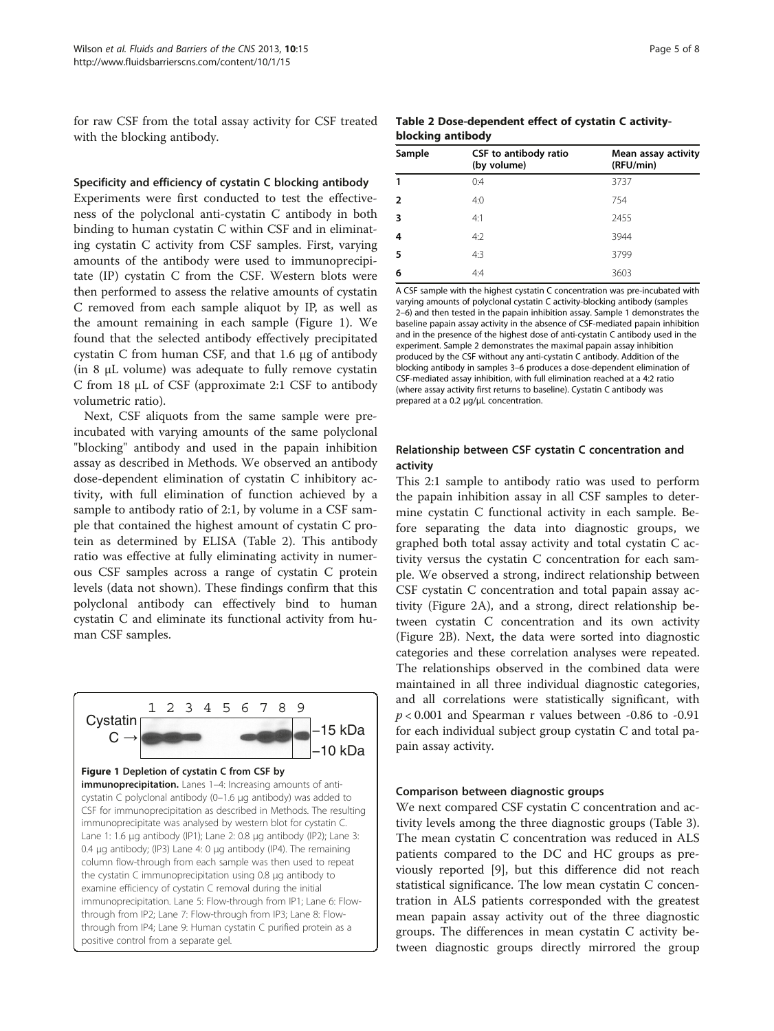for raw CSF from the total assay activity for CSF treated with the blocking antibody.

### Specificity and efficiency of cystatin C blocking antibody

Experiments were first conducted to test the effectiveness of the polyclonal anti-cystatin C antibody in both binding to human cystatin C within CSF and in eliminating cystatin C activity from CSF samples. First, varying amounts of the antibody were used to immunoprecipitate (IP) cystatin C from the CSF. Western blots were then performed to assess the relative amounts of cystatin C removed from each sample aliquot by IP, as well as the amount remaining in each sample (Figure 1). We found that the selected antibody effectively precipitated cystatin C from human CSF, and that 1.6 μg of antibody (in 8 μL volume) was adequate to fully remove cystatin C from 18 μL of CSF (approximate 2:1 CSF to antibody volumetric ratio).

Next, CSF aliquots from the same sample were pre-incubated with varying amounts of the same polyclonal "blocking" antibody and used in the papain inhibition assay as described in Methods. We observed an antibody dose-dependent elimination of cystatin C inhibitory activity, with full elimination of function achieved by a sample to antibody ratio of 2:1, by volume in a CSF sample that contained the highest amount of cystatin C protein as determined by ELISA (Table 2). This antibody ratio was effective at fully eliminating activity in numerous CSF samples across a range of cystatin C protein levels (data not shown). These findings confirm that this polyclonal antibody can effectively bind to human cystatin C and eliminate its functional activity from human CSF samples.

**Figure 1 Depletion of cystatin C from CSF by immunoprecipitation.** Lanes 1–4: Increasing amounts of anti-cystatin C polyclonal antibody (0–1.6 μg antibody) was added to CSF for immunoprecipitation as described in Methods. The resulting immunoprecipitate was analysed by western blot for cystatin C. Lane 1: 1.6 μg antibody (IP1); Lane 2: 0.8 μg antibody (IP2); Lane 3: 0.4 μg antibody; (IP3) Lane 4: 0 μg antibody (IP4). The remaining column flow-through from each sample was then used to repeat the cystatin C immunoprecipitation using 0.8 μg antibody to examine efficiency of cystatin C removal during the initial immunoprecipitation. Lane 5: Flow-through from IP1; Lane 6: Flow-through from IP2; Lane 7: Flow-through from IP3; Lane 8: Flow-through from IP4; Lane 9: Human cystatin C purified protein as a positive control from a separate gel.

**Table 2 Dose-dependent effect of cystatin C activity-blocking antibody**

| Sample | CSF to antibody ratio (by volume) | Mean assay activity (RFU/min) |
|---|---|---|
| 1 | 0:4 | 3737 |
| 2 | 4:0 | 754 |
| 3 | 4:1 | 2455 |
| 4 | 4:2 | 3944 |
| 5 | 4:3 | 3799 |
| 6 | 4:4 | 3603 |

A CSF sample with the highest cystatin C concentration was pre-incubated with varying amounts of polyclonal cystatin C activity-blocking antibody (samples 2–6) and then tested in the papain inhibition assay. Sample 1 demonstrates the baseline papain assay activity in the absence of CSF-mediated papain inhibition and in the presence of the highest dose of anti-cystatin C antibody used in the experiment. Sample 2 demonstrates the maximal papain assay inhibition produced by the CSF without any anti-cystatin C antibody. Addition of the blocking antibody in samples 3–6 produces a dose-dependent elimination of CSF-mediated assay inhibition, with full elimination reached at a 4:2 ratio (where assay activity first returns to baseline). Cystatin C antibody was prepared at a 0.2 μg/μL concentration.

### Relationship between CSF cystatin C concentration and activity

This 2:1 sample to antibody ratio was used to perform the papain inhibition assay in all CSF samples to determine cystatin C functional activity in each sample. Before separating the data into diagnostic groups, we graphed both total assay activity and total cystatin C activity versus the cystatin C concentration for each sample. We observed a strong, indirect relationship between CSF cystatin C concentration and total papain assay activity (Figure 2A), and a strong, direct relationship between cystatin C concentration and its own activity (Figure 2B). Next, the data were sorted into diagnostic categories and these correlation analyses were repeated. The relationships observed in the combined data were maintained in all three individual diagnostic categories, and all correlations were statistically significant, with $p < 0.001$ and Spearman r values between -0.86 to -0.91 for each individual subject group cystatin C and total papain assay activity.

### Comparison between diagnostic groups

We next compared CSF cystatin C concentration and activity levels among the three diagnostic groups (Table 3). The mean cystatin C concentration was reduced in ALS patients compared to the DC and HC groups as previously reported [9], but this difference did not reach statistical significance. The low mean cystatin C concentration in ALS patients corresponded with the greatest mean papain assay activity out of the three diagnostic groups. The differences in mean cystatin C activity between diagnostic groups directly mirrored the group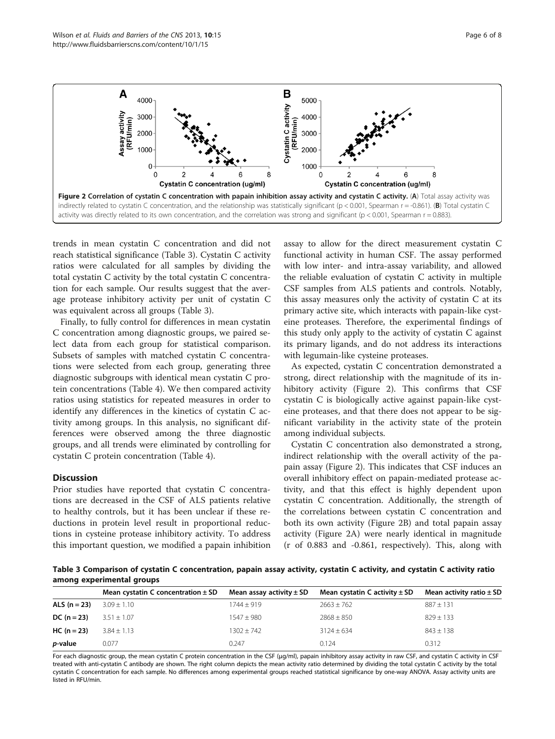**Figure 2 Correlation of cystatin C concentration with papain inhibition assay activity and cystatin C activity.** (**A**) Total assay activity was indirectly related to cystatin C concentration, and the relationship was statistically significant ($p < 0.001$, Spearman $r = -0.861$). (**B**) Total cystatin C activity was directly related to its own concentration, and the correlation was strong and significant ($p < 0.001$, Spearman $r = 0.883$).

trends in mean cystatin C concentration and did not reach statistical significance (Table 3). Cystatin C activity ratios were calculated for all samples by dividing the total cystatin C activity by the total cystatin C concentration for each sample. Our results suggest that the average protease inhibitory activity per unit of cystatin C was equivalent across all groups (Table 3).

Finally, to fully control for differences in mean cystatin C concentration among diagnostic groups, we paired select data from each group for statistical comparison. Subsets of samples with matched cystatin C concentrations were selected from each group, generating three diagnostic subgroups with identical mean cystatin C protein concentrations (Table 4). We then compared activity ratios using statistics for repeated measures in order to identify any differences in the kinetics of cystatin C activity among groups. In this analysis, no significant differences were observed among the three diagnostic groups, and all trends were eliminated by controlling for cystatin C protein concentration (Table 4).

## Discussion

Prior studies have reported that cystatin C concentrations are decreased in the CSF of ALS patients relative to healthy controls, but it has been unclear if these reductions in protein level result in proportional reductions in cysteine protease inhibitory activity. To address this important question, we modified a papain inhibition assay to allow for the direct measurement cystatin C functional activity in human CSF. The assay performed with low inter- and intra-assay variability, and allowed the reliable evaluation of cystatin C activity in multiple CSF samples from ALS patients and controls. Notably, this assay measures only the activity of cystatin C at its primary active site, which interacts with papain-like cysteine proteases. Therefore, the experimental findings of this study only apply to the activity of cystatin C against its primary ligands, and do not address its interactions with legumain-like cysteine proteases.

As expected, cystatin C concentration demonstrated a strong, direct relationship with the magnitude of its inhibitory activity (Figure 2). This confirms that CSF cystatin C is biologically active against papain-like cysteine proteases, and that there does not appear to be significant variability in the activity state of the protein among individual subjects.

Cystatin C concentration also demonstrated a strong, indirect relationship with the overall activity of the papain assay (Figure 2). This indicates that CSF induces an overall inhibitory effect on papain-mediated protease activity, and that this effect is highly dependent upon cystatin C concentration. Additionally, the strength of the correlations between cystatin C concentration and both its own activity (Figure 2B) and total papain assay activity (Figure 2A) were nearly identical in magnitude (r of 0.883 and -0.861, respectively). This, along with

**Table 3 Comparison of cystatin C concentration, papain assay activity, cystatin C activity, and cystatin C activity ratio among experimental groups**

| | Mean cystatin C concentration ± SD | Mean assay activity ± SD | Mean cystatin C activity ± SD | Mean activity ratio ± SD |
|---|---|---|---|---|
| **ALS (n = 23)** | 3.09 ± 1.10 | 1744 ± 919 | 2663 ± 762 | 887 ± 131 |
| **DC (n = 23)** | 3.51 ± 1.07 | 1547 ± 980 | 2868 ± 850 | 829 ± 133 |
| **HC (n = 23)** | 3.84 ± 1.13 | 1302 ± 742 | 3124 ± 634 | 843 ± 138 |
| ***p*-value** | 0.077 | 0.247 | 0.124 | 0.312 |

For each diagnostic group, the mean cystatin C protein concentration in the CSF (μg/ml), papain inhibitory assay activity in raw CSF, and cystatin C activity in CSF treated with anti-cystatin C antibody are shown. The right column depicts the mean activity ratio determined by dividing the total cystatin C activity by the total cystatin C concentration for each sample. No differences among experimental groups reached statistical significance by one-way ANOVA. Assay activity units are listed in RFU/min.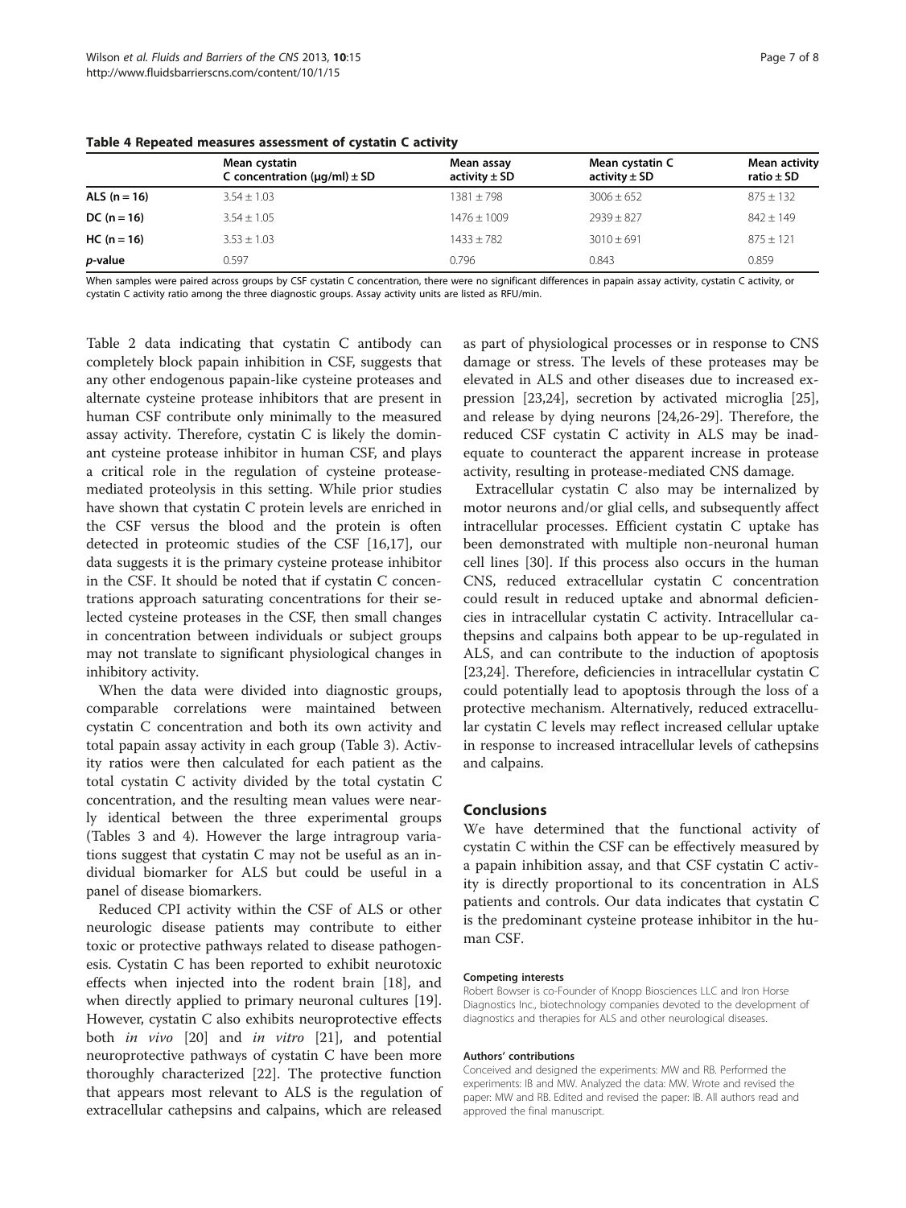**Table 4 Repeated measures assessment of cystatin C activity**

| | Mean cystatin C concentration (μg/ml) ± SD | Mean assay activity ± SD | Mean cystatin C activity ± SD | Mean activity ratio ± SD |
|---|---|---|---|---|
| **ALS (n = 16)** | 3.54 ± 1.03 | 1381 ± 798 | 3006 ± 652 | 875 ± 132 |
| **DC (n = 16)** | 3.54 ± 1.05 | 1476 ± 1009 | 2939 ± 827 | 842 ± 149 |
| **HC (n = 16)** | 3.53 ± 1.03 | 1433 ± 782 | 3010 ± 691 | 875 ± 121 |
| ***p*-value** | 0.597 | 0.796 | 0.843 | 0.859 |

When samples were paired across groups by CSF cystatin C concentration, there were no significant differences in papain assay activity, cystatin C activity, or cystatin C activity ratio among the three diagnostic groups. Assay activity units are listed as RFU/min.

Table 2 data indicating that cystatin C antibody can completely block papain inhibition in CSF, suggests that any other endogenous papain-like cysteine proteases and alternate cysteine protease inhibitors that are present in human CSF contribute only minimally to the measured assay activity. Therefore, cystatin C is likely the dominant cysteine protease inhibitor in human CSF, and plays a critical role in the regulation of cysteine protease-mediated proteolysis in this setting. While prior studies have shown that cystatin C protein levels are enriched in the CSF versus the blood and the protein is often detected in proteomic studies of the CSF [16,17], our data suggests it is the primary cysteine protease inhibitor in the CSF. It should be noted that if cystatin C concentrations approach saturating concentrations for their selected cysteine proteases in the CSF, then small changes in concentration between individuals or subject groups may not translate to significant physiological changes in inhibitory activity.

When the data were divided into diagnostic groups, comparable correlations were maintained between cystatin C concentration and both its own activity and total papain assay activity in each group (Table 3). Activity ratios were then calculated for each patient as the total cystatin C activity divided by the total cystatin C concentration, and the resulting mean values were nearly identical between the three experimental groups (Tables 3 and 4). However the large intragroup variations suggest that cystatin C may not be useful as an individual biomarker for ALS but could be useful in a panel of disease biomarkers.

Reduced CPI activity within the CSF of ALS or other neurologic disease patients may contribute to either toxic or protective pathways related to disease pathogenesis. Cystatin C has been reported to exhibit neurotoxic effects when injected into the rodent brain [18], and when directly applied to primary neuronal cultures [19]. However, cystatin C also exhibits neuroprotective effects both *in vivo* [20] and *in vitro* [21], and potential neuroprotective pathways of cystatin C have been more thoroughly characterized [22]. The protective function that appears most relevant to ALS is the regulation of extracellular cathepsins and calpains, which are released as part of physiological processes or in response to CNS damage or stress. The levels of these proteases may be elevated in ALS and other diseases due to increased expression [23,24], secretion by activated microglia [25], and release by dying neurons [24,26-29]. Therefore, the reduced CSF cystatin C activity in ALS may be inadequate to counteract the apparent increase in protease activity, resulting in protease-mediated CNS damage.

Extracellular cystatin C also may be internalized by motor neurons and/or glial cells, and subsequently affect intracellular processes. Efficient cystatin C uptake has been demonstrated with multiple non-neuronal human cell lines [30]. If this process also occurs in the human CNS, reduced extracellular cystatin C concentration could result in reduced uptake and abnormal deficiencies in intracellular cystatin C activity. Intracellular cathepsins and calpains both appear to be up-regulated in ALS, and can contribute to the induction of apoptosis [23,24]. Therefore, deficiencies in intracellular cystatin C could potentially lead to apoptosis through the loss of a protective mechanism. Alternatively, reduced extracellular cystatin C levels may reflect increased cellular uptake in response to increased intracellular levels of cathepsins and calpains.

## Conclusions

We have determined that the functional activity of cystatin C within the CSF can be effectively measured by a papain inhibition assay, and that CSF cystatin C activity is directly proportional to its concentration in ALS patients and controls. Our data indicates that cystatin C is the predominant cysteine protease inhibitor in the human CSF.

#### Competing interests

Robert Bowser is co-Founder of Knopp Biosciences LLC and Iron Horse Diagnostics Inc., biotechnology companies devoted to the development of diagnostics and therapies for ALS and other neurological diseases.

#### Authors' contributions

Conceived and designed the experiments: MW and RB. Performed the experiments: IB and MW. Analyzed the data: MW. Wrote and revised the paper: MW and RB. Edited and revised the paper: IB. All authors read and approved the final manuscript.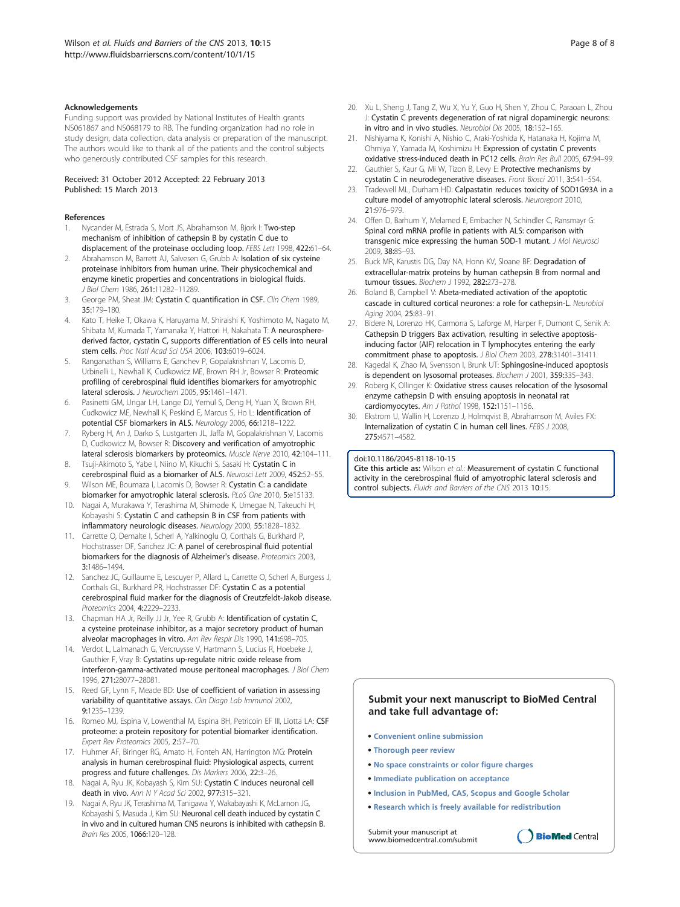## Acknowledgements

Funding support was provided by National Institutes of Health grants NS061867 and NS068179 to RB. The funding organization had no role in study design, data collection, data analysis or preparation of the manuscript. The authors would like to thank all of the patients and the control subjects who generously contributed CSF samples for this research.

Received: 31 October 2012 Accepted: 22 February 2013
Published: 15 March 2013

## References

1. Nycander M, Estrada S, Mort JS, Abrahamson M, Bjork I: **Two-step mechanism of inhibition of cathepsin B by cystatin C due to displacement of the proteinase occluding loop.** *FEBS Lett* 1998, **422:**61–64.
2. Abrahamson M, Barrett AJ, Salvesen G, Grubb A: **Isolation of six cysteine proteinase inhibitors from human urine. Their physicochemical and enzyme kinetic properties and concentrations in biological fluids.** *J Biol Chem* 1986, **261:**11282–11289.
3. George PM, Sheat JM: **Cystatin C quantification in CSF.** *Clin Chem* 1989, **35:**179–180.
4. Kato T, Heike T, Okawa K, Haruyama M, Shiraishi K, Yoshimoto M, Nagato M, Shibata M, Kumada T, Yamanaka Y, Hattori H, Nakahata T: **A neurosphere-derived factor, cystatin C, supports differentiation of ES cells into neural stem cells.** *Proc Natl Acad Sci USA* 2006, **103:**6019–6024.
5. Ranganathan S, Williams E, Ganchev P, Gopalakrishnan V, Lacomis D, Urbinelli L, Newhall K, Cudkowicz ME, Brown RH Jr, Bowser R: **Proteomic profiling of cerebrospinal fluid identifies biomarkers for amyotrophic lateral sclerosis.** *J Neurochem* 2005, **95:**1461–1471.
6. Pasinetti GM, Ungar LH, Lange DJ, Yemul S, Deng H, Yuan X, Brown RH, Cudkowicz ME, Newhall K, Peskind E, Marcus S, Ho L: **Identification of potential CSF biomarkers in ALS.** *Neurology* 2006, **66:**1218–1222.
7. Ryberg H, An J, Darko S, Lustgarten JL, Jaffa M, Gopalakrishnan V, Lacomis D, Cudkowicz M, Bowser R: **Discovery and verification of amyotrophic lateral sclerosis biomarkers by proteomics.** *Muscle Nerve* 2010, **42:**104–111.
8. Tsuji-Akimoto S, Yabe I, Niino M, Kikuchi S, Sasaki H: **Cystatin C in cerebrospinal fluid as a biomarker of ALS.** *Neurosci Lett* 2009, **452:**52–55.
9. Wilson ME, Boumaza I, Lacomis D, Bowser R: **Cystatin C: a candidate biomarker for amyotrophic lateral sclerosis.** *PLoS One* 2010, **5:**e15133.
10. Nagai A, Murakawa Y, Terashima M, Shimode K, Umegae N, Takeuchi H, Kobayashi S: **Cystatin C and cathepsin B in CSF from patients with inflammatory neurologic diseases.** *Neurology* 2000, **55:**1828–1832.
11. Carrette O, Demalte I, Scherl A, Yalkinoglu O, Corthals G, Burkhard P, Hochstrasser DF, Sanchez JC: **A panel of cerebrospinal fluid potential biomarkers for the diagnosis of Alzheimer's disease.** *Proteomics* 2003, **3:**1486–1494.
12. Sanchez JC, Guillaume E, Lescuyer P, Allard L, Carrette O, Scherl A, Burgess J, Corthals GL, Burkhard PR, Hochstrasser DF: **Cystatin C as a potential cerebrospinal fluid marker for the diagnosis of Creutzfeldt-Jakob disease.** *Proteomics* 2004, **4:**2229–2233.
13. Chapman HA Jr, Reilly JJ Jr, Yee R, Grubb A: **Identification of cystatin C, a cysteine proteinase inhibitor, as a major secretory product of human alveolar macrophages in vitro.** *Am Rev Respir Dis* 1990, **141:**698–705.
14. Verdot L, Lalmanach G, Vercruysse V, Hartmann S, Lucius R, Hoebeke J, Gauthier F, Vray B: **Cystatins up-regulate nitric oxide release from interferon-gamma-activated mouse peritoneal macrophages.** *J Biol Chem* 1996, **271:**28077–28081.
15. Reed GF, Lynn F, Meade BD: **Use of coefficient of variation in assessing variability of quantitative assays.** *Clin Diagn Lab Immunol* 2002, **9:**1235–1239.
16. Romeo MJ, Espina V, Lowenthal M, Espina BH, Petricoin EF III, Liotta LA: **CSF proteome: a protein repository for potential biomarker identification.** *Expert Rev Proteomics* 2005, **2:**57–70.
17. Huhmer AF, Biringer RG, Amato H, Fonteh AN, Harrington MG: **Protein analysis in human cerebrospinal fluid: Physiological aspects, current progress and future challenges.** *Dis Markers* 2006, **22:**3–26.
18. Nagai A, Ryu JK, Kobayash S, Kim SU: **Cystatin C induces neuronal cell death in vivo.** *Ann N Y Acad Sci* 2002, **977:**315–321.
19. Nagai A, Ryu JK, Terashima M, Tanigawa Y, Wakabayashi K, McLarnon JG, Kobayashi S, Masuda J, Kim SU: **Neuronal cell death induced by cystatin C in vivo and in cultured human CNS neurons is inhibited with cathepsin B.** *Brain Res* 2005, **1066:**120–128.
20. Xu L, Sheng J, Tang Z, Wu X, Yu Y, Guo H, Shen Y, Zhou C, Paraoan L, Zhou J: **Cystatin C prevents degeneration of rat nigral dopaminergic neurons: in vitro and in vivo studies.** *Neurobiol Dis* 2005, **18:**152–165.
21. Nishiyama K, Konishi A, Nishio C, Araki-Yoshida K, Hatanaka H, Kojima M, Ohmiya Y, Yamada M, Koshimizu H: **Expression of cystatin C prevents oxidative stress-induced death in PC12 cells.** *Brain Res Bull* 2005, **67:**94–99.
22. Gauthier S, Kaur G, Mi W, Tizon B, Levy E: **Protective mechanisms by cystatin C in neurodegenerative diseases.** *Front Biosci* 2011, **3:**541–554.
23. Tradewell ML, Durham HD: **Calpastatin reduces toxicity of SOD1G93A in a culture model of amyotrophic lateral sclerosis.** *Neuroreport* 2010, **21:**976–979.
24. Offen D, Barhum Y, Melamed E, Embacher N, Schindler C, Ransmayr G: **Spinal cord mRNA profile in patients with ALS: comparison with transgenic mice expressing the human SOD-1 mutant.** *J Mol Neurosci* 2009, **38:**85–93.
25. Buck MR, Karustis DG, Day NA, Honn KV, Sloane BF: **Degradation of extracellular-matrix proteins by human cathepsin B from normal and tumour tissues.** *Biochem J* 1992, **282:**273–278.
26. Boland B, Campbell V: **Abeta-mediated activation of the apoptotic cascade in cultured cortical neurones: a role for cathepsin-L.** *Neurobiol Aging* 2004, **25:**83–91.
27. Bidere N, Lorenzo HK, Carmona S, Laforge M, Harper F, Dumont C, Senik A: **Cathepsin D triggers Bax activation, resulting in selective apoptosis-inducing factor (AIF) relocation in T lymphocytes entering the early commitment phase to apoptosis.** *J Biol Chem* 2003, **278:**31401–31411.
28. Kagedal K, Zhao M, Svensson I, Brunk UT: **Sphingosine-induced apoptosis is dependent on lysosomal proteases.** *Biochem J* 2001, **359:**335–343.
29. Roberg K, Ollinger K: **Oxidative stress causes relocation of the lysosomal enzyme cathepsin D with ensuing apoptosis in neonatal rat cardiomyocytes.** *Am J Pathol* 1998, **152:**1151–1156.
30. Ekstrom U, Wallin H, Lorenzo J, Holmqvist B, Abrahamson M, Aviles FX: **Internalization of cystatin C in human cell lines.** *FEBS J* 2008, **275:**4571–4582.

doi:10.1186/2045-8118-10-15
**Cite this article as:** Wilson *et al.*: Measurement of cystatin C functional activity in the cerebrospinal fluid of amyotrophic lateral sclerosis and control subjects. *Fluids and Barriers of the CNS* 2013 **10**:15.

**Submit your next manuscript to BioMed Central and take full advantage of:**

- **Convenient online submission**
- **Thorough peer review**
- **No space constraints or color figure charges**
- **Immediate publication on acceptance**
- **Inclusion in PubMed, CAS, Scopus and Google Scholar**
- **Research which is freely available for redistribution**

Submit your manuscript at
www.biomedcentral.com/submit

BioMed Central